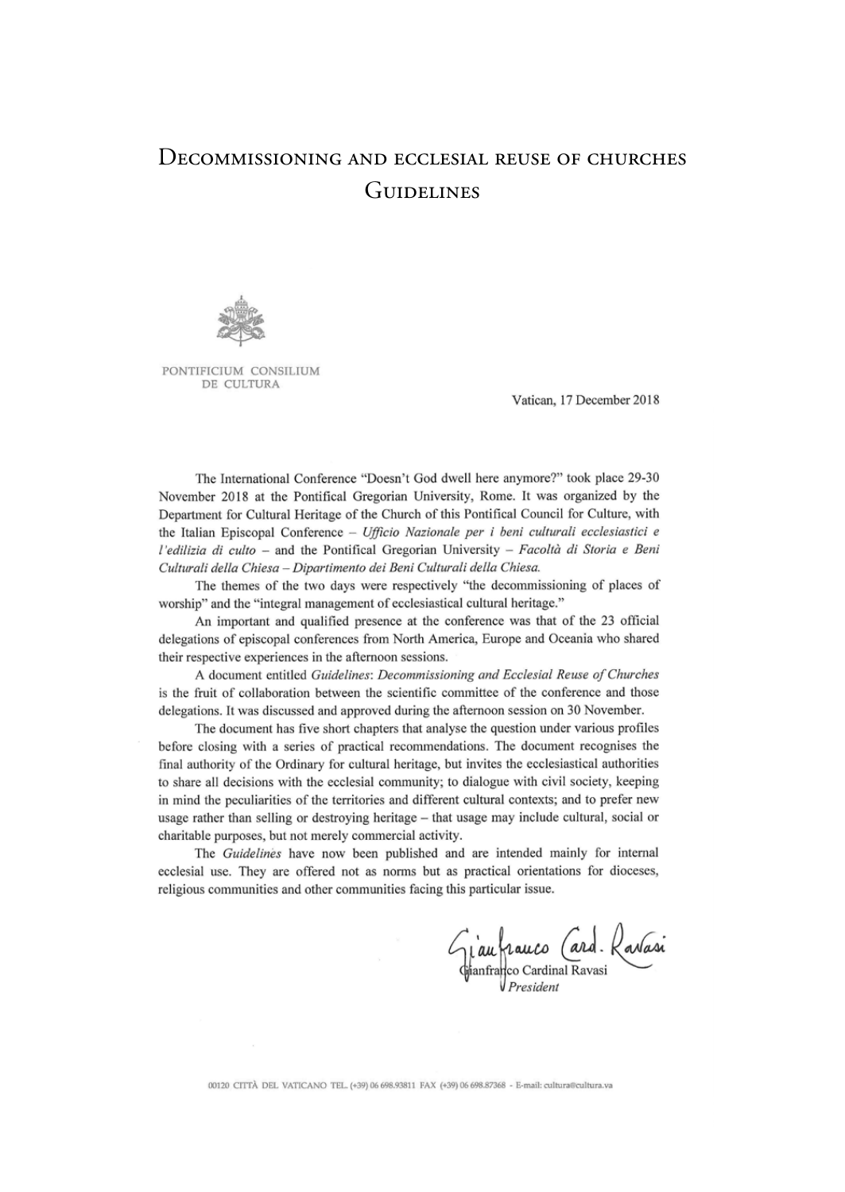# Decommissioning and ecclesial reuse of churches
# Guidelines

PONTIFICIUM CONSILIUM
DE CULTURA

Vatican, 17 December 2018

The International Conference "Doesn't God dwell here anymore?" took place 29-30 November 2018 at the Pontifical Gregorian University, Rome. It was organized by the Department for Cultural Heritage of the Church of this Pontifical Council for Culture, with the Italian Episcopal Conference – *Ufficio Nazionale per i beni culturali ecclesiastici e l'edilizia di culto* – and the Pontifical Gregorian University – *Facoltà di Storia e Beni Culturali della Chiesa – Dipartimento dei Beni Culturali della Chiesa.*

The themes of the two days were respectively "the decommissioning of places of worship" and the "integral management of ecclesiastical cultural heritage."

An important and qualified presence at the conference was that of the 23 official delegations of episcopal conferences from North America, Europe and Oceania who shared their respective experiences in the afternoon sessions.

A document entitled *Guidelines: Decommissioning and Ecclesial Reuse of Churches* is the fruit of collaboration between the scientific committee of the conference and those delegations. It was discussed and approved during the afternoon session on 30 November.

The document has five short chapters that analyse the question under various profiles before closing with a series of practical recommendations. The document recognises the final authority of the Ordinary for cultural heritage, but invites the ecclesiastical authorities to share all decisions with the ecclesial community; to dialogue with civil society, keeping in mind the peculiarities of the territories and different cultural contexts; and to prefer new usage rather than selling or destroying heritage – that usage may include cultural, social or charitable purposes, but not merely commercial activity.

The *Guidelines* have now been published and are intended mainly for internal ecclesial use. They are offered not as norms but as practical orientations for dioceses, religious communities and other communities facing this particular issue.

Gianfranco Card. Ravasi

Gianfranco Cardinal Ravasi
*President*

00120 CITTÀ DEL VATICANO TEL. (+39) 06 698.93811 FAX (+39) 06 698.87368 - E-mail: cultura@cultura.va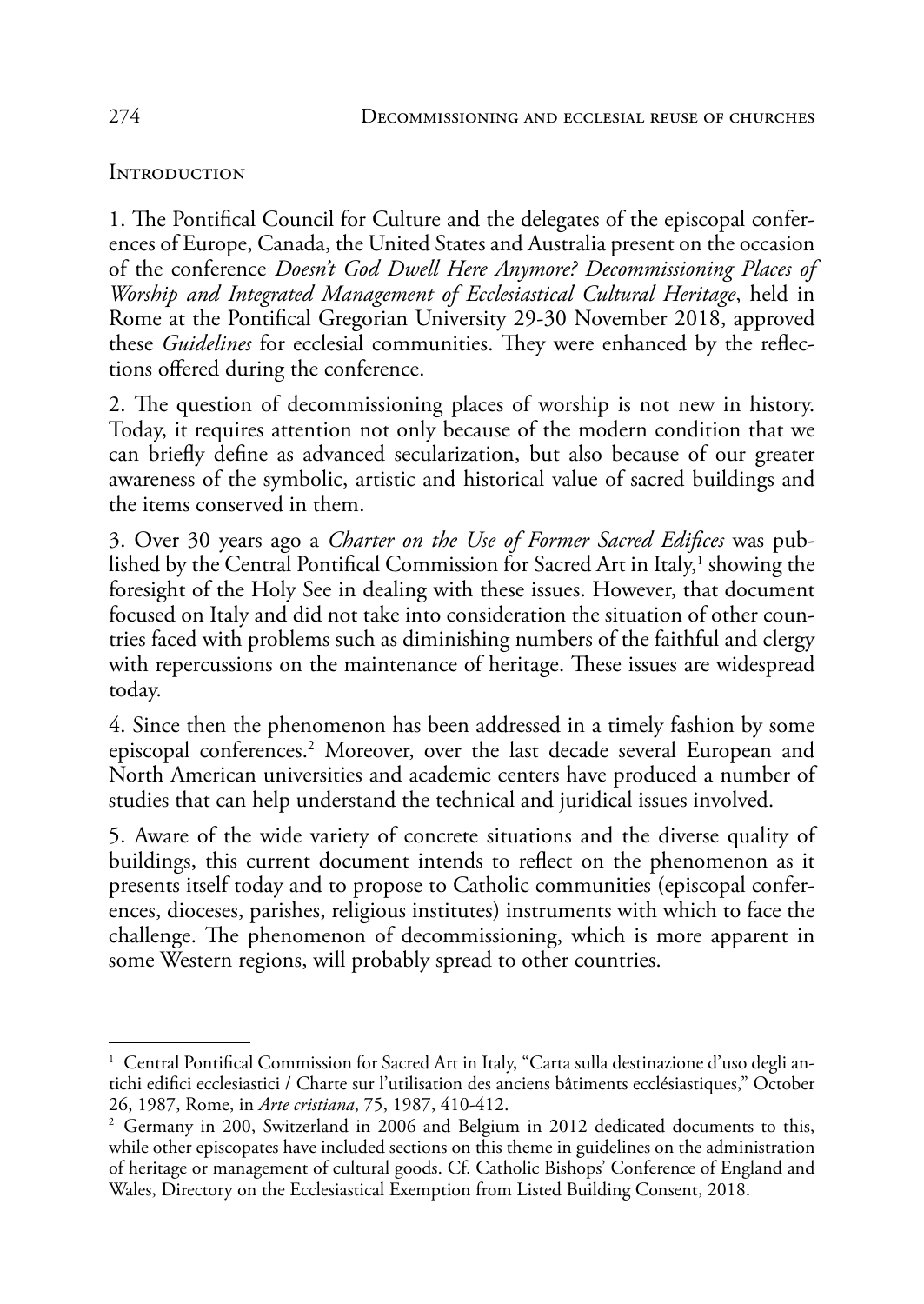## Introduction

1. The Pontifical Council for Culture and the delegates of the episcopal conferences of Europe, Canada, the United States and Australia present on the occasion of the conference *Doesn't God Dwell Here Anymore? Decommissioning Places of Worship and Integrated Management of Ecclesiastical Cultural Heritage*, held in Rome at the Pontifical Gregorian University 29-30 November 2018, approved these *Guidelines* for ecclesial communities. They were enhanced by the reflections offered during the conference.

2. The question of decommissioning places of worship is not new in history. Today, it requires attention not only because of the modern condition that we can briefly define as advanced secularization, but also because of our greater awareness of the symbolic, artistic and historical value of sacred buildings and the items conserved in them.

3. Over 30 years ago a *Charter on the Use of Former Sacred Edifices* was published by the Central Pontifical Commission for Sacred Art in Italy,[1] showing the foresight of the Holy See in dealing with these issues. However, that document focused on Italy and did not take into consideration the situation of other countries faced with problems such as diminishing numbers of the faithful and clergy with repercussions on the maintenance of heritage. These issues are widespread today.

4. Since then the phenomenon has been addressed in a timely fashion by some episcopal conferences.[2] Moreover, over the last decade several European and North American universities and academic centers have produced a number of studies that can help understand the technical and juridical issues involved.

5. Aware of the wide variety of concrete situations and the diverse quality of buildings, this current document intends to reflect on the phenomenon as it presents itself today and to propose to Catholic communities (episcopal conferences, dioceses, parishes, religious institutes) instruments with which to face the challenge. The phenomenon of decommissioning, which is more apparent in some Western regions, will probably spread to other countries.

---

[1] Central Pontifical Commission for Sacred Art in Italy, "Carta sulla destinazione d'uso degli antichi edifici ecclesiastici / Charte sur l'utilisation des anciens bâtiments ecclésiastiques," October 26, 1987, Rome, in *Arte cristiana*, 75, 1987, 410-412.

[2] Germany in 200, Switzerland in 2006 and Belgium in 2012 dedicated documents to this, while other episcopates have included sections on this theme in guidelines on the administration of heritage or management of cultural goods. Cf. Catholic Bishops' Conference of England and Wales, Directory on the Ecclesiastical Exemption from Listed Building Consent, 2018.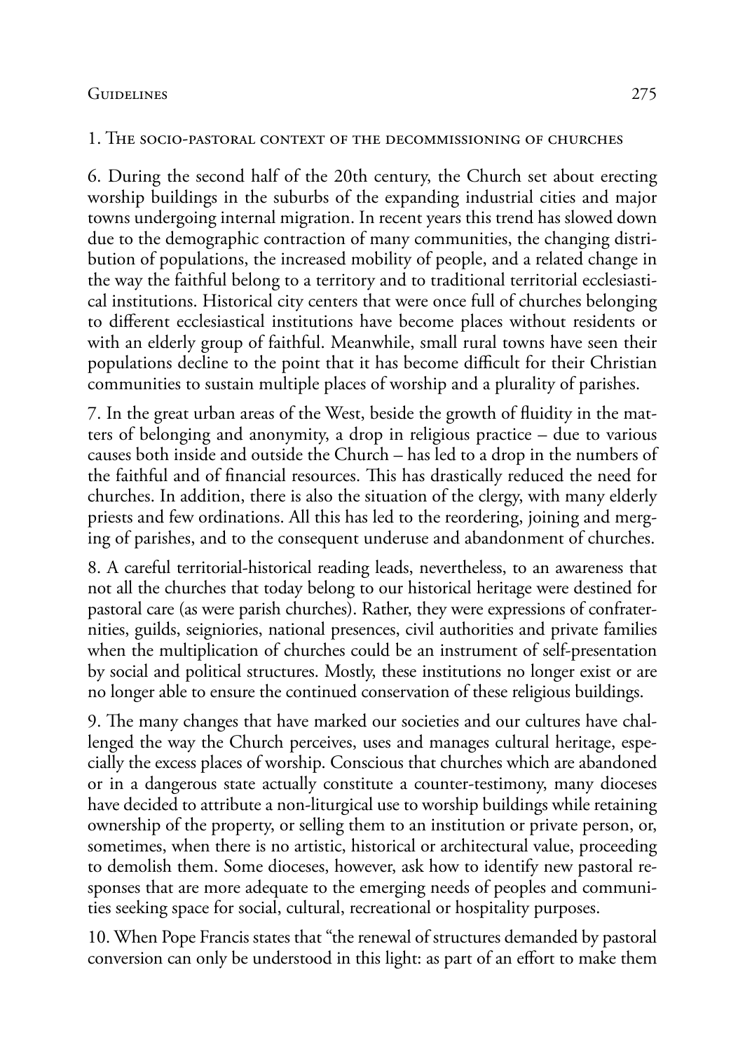## 1. The socio-pastoral context of the decommissioning of churches

6. During the second half of the 20th century, the Church set about erecting worship buildings in the suburbs of the expanding industrial cities and major towns undergoing internal migration. In recent years this trend has slowed down due to the demographic contraction of many communities, the changing distribution of populations, the increased mobility of people, and a related change in the way the faithful belong to a territory and to traditional territorial ecclesiastical institutions. Historical city centers that were once full of churches belonging to different ecclesiastical institutions have become places without residents or with an elderly group of faithful. Meanwhile, small rural towns have seen their populations decline to the point that it has become difficult for their Christian communities to sustain multiple places of worship and a plurality of parishes.

7. In the great urban areas of the West, beside the growth of fluidity in the matters of belonging and anonymity, a drop in religious practice – due to various causes both inside and outside the Church – has led to a drop in the numbers of the faithful and of financial resources. This has drastically reduced the need for churches. In addition, there is also the situation of the clergy, with many elderly priests and few ordinations. All this has led to the reordering, joining and merging of parishes, and to the consequent underuse and abandonment of churches.

8. A careful territorial-historical reading leads, nevertheless, to an awareness that not all the churches that today belong to our historical heritage were destined for pastoral care (as were parish churches). Rather, they were expressions of confraternities, guilds, seigniories, national presences, civil authorities and private families when the multiplication of churches could be an instrument of self-presentation by social and political structures. Mostly, these institutions no longer exist or are no longer able to ensure the continued conservation of these religious buildings.

9. The many changes that have marked our societies and our cultures have challenged the way the Church perceives, uses and manages cultural heritage, especially the excess places of worship. Conscious that churches which are abandoned or in a dangerous state actually constitute a counter-testimony, many dioceses have decided to attribute a non-liturgical use to worship buildings while retaining ownership of the property, or selling them to an institution or private person, or, sometimes, when there is no artistic, historical or architectural value, proceeding to demolish them. Some dioceses, however, ask how to identify new pastoral responses that are more adequate to the emerging needs of peoples and communities seeking space for social, cultural, recreational or hospitality purposes.

10. When Pope Francis states that "the renewal of structures demanded by pastoral conversion can only be understood in this light: as part of an effort to make them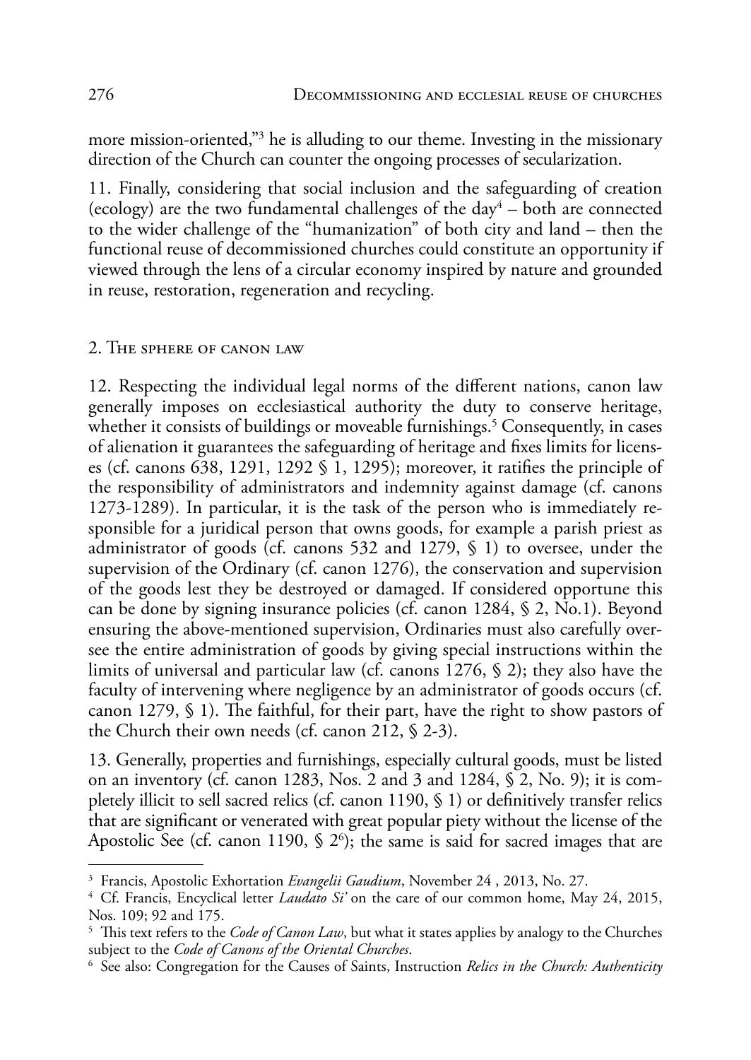more mission-oriented,"[3] he is alluding to our theme. Investing in the missionary direction of the Church can counter the ongoing processes of secularization.

11. Finally, considering that social inclusion and the safeguarding of creation (ecology) are the two fundamental challenges of the day[4] – both are connected to the wider challenge of the "humanization" of both city and land – then the functional reuse of decommissioned churches could constitute an opportunity if viewed through the lens of a circular economy inspired by nature and grounded in reuse, restoration, regeneration and recycling.

## 2. The sphere of canon law

12. Respecting the individual legal norms of the different nations, canon law generally imposes on ecclesiastical authority the duty to conserve heritage, whether it consists of buildings or moveable furnishings.[5] Consequently, in cases of alienation it guarantees the safeguarding of heritage and fixes limits for licenses (cf. canons 638, 1291, 1292 § 1, 1295); moreover, it ratifies the principle of the responsibility of administrators and indemnity against damage (cf. canons 1273-1289). In particular, it is the task of the person who is immediately responsible for a juridical person that owns goods, for example a parish priest as administrator of goods (cf. canons 532 and 1279, § 1) to oversee, under the supervision of the Ordinary (cf. canon 1276), the conservation and supervision of the goods lest they be destroyed or damaged. If considered opportune this can be done by signing insurance policies (cf. canon 1284, § 2, No.1). Beyond ensuring the above-mentioned supervision, Ordinaries must also carefully oversee the entire administration of goods by giving special instructions within the limits of universal and particular law (cf. canons 1276, § 2); they also have the faculty of intervening where negligence by an administrator of goods occurs (cf. canon 1279, § 1). The faithful, for their part, have the right to show pastors of the Church their own needs (cf. canon 212, § 2-3).

13. Generally, properties and furnishings, especially cultural goods, must be listed on an inventory (cf. canon 1283, Nos. 2 and 3 and 1284, § 2, No. 9); it is completely illicit to sell sacred relics (cf. canon 1190, § 1) or definitively transfer relics that are significant or venerated with great popular piety without the license of the Apostolic See (cf. canon 1190, § 2[6]); the same is said for sacred images that are

---

[3] Francis, Apostolic Exhortation *Evangelii Gaudium*, November 24 , 2013, No. 27.

[4] Cf. Francis, Encyclical letter *Laudato Si'* on the care of our common home, May 24, 2015, Nos. 109; 92 and 175.

[5] This text refers to the *Code of Canon Law*, but what it states applies by analogy to the Churches subject to the *Code of Canons of the Oriental Churches*.

[6] See also: Congregation for the Causes of Saints, Instruction *Relics in the Church: Authenticity*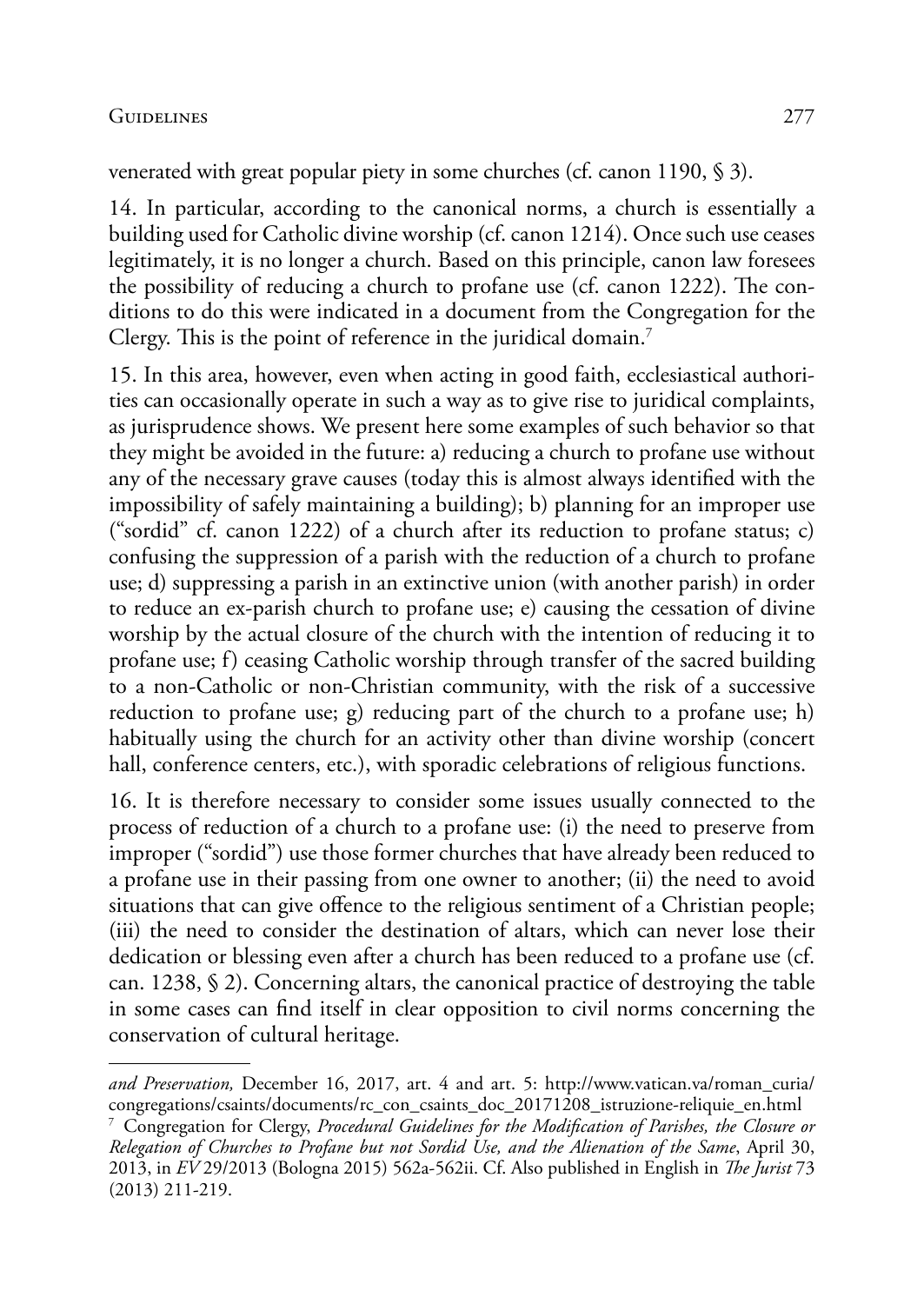venerated with great popular piety in some churches (cf. canon 1190, § 3).

14. In particular, according to the canonical norms, a church is essentially a building used for Catholic divine worship (cf. canon 1214). Once such use ceases legitimately, it is no longer a church. Based on this principle, canon law foresees the possibility of reducing a church to profane use (cf. canon 1222). The conditions to do this were indicated in a document from the Congregation for the Clergy. This is the point of reference in the juridical domain.[7]

15. In this area, however, even when acting in good faith, ecclesiastical authorities can occasionally operate in such a way as to give rise to juridical complaints, as jurisprudence shows. We present here some examples of such behavior so that they might be avoided in the future: a) reducing a church to profane use without any of the necessary grave causes (today this is almost always identified with the impossibility of safely maintaining a building); b) planning for an improper use ("sordid" cf. canon 1222) of a church after its reduction to profane status; c) confusing the suppression of a parish with the reduction of a church to profane use; d) suppressing a parish in an extinctive union (with another parish) in order to reduce an ex-parish church to profane use; e) causing the cessation of divine worship by the actual closure of the church with the intention of reducing it to profane use; f) ceasing Catholic worship through transfer of the sacred building to a non-Catholic or non-Christian community, with the risk of a successive reduction to profane use; g) reducing part of the church to a profane use; h) habitually using the church for an activity other than divine worship (concert hall, conference centers, etc.), with sporadic celebrations of religious functions.

16. It is therefore necessary to consider some issues usually connected to the process of reduction of a church to a profane use: (i) the need to preserve from improper ("sordid") use those former churches that have already been reduced to a profane use in their passing from one owner to another; (ii) the need to avoid situations that can give offence to the religious sentiment of a Christian people; (iii) the need to consider the destination of altars, which can never lose their dedication or blessing even after a church has been reduced to a profane use (cf. can. 1238, § 2). Concerning altars, the canonical practice of destroying the table in some cases can find itself in clear opposition to civil norms concerning the conservation of cultural heritage.

---

*and Preservation,* December 16, 2017, art. 4 and art. 5: http://www.vatican.va/roman_curia/congregations/csaints/documents/rc_con_csaints_doc_20171208_istruzione-reliquie_en.html

[7] Congregation for Clergy, *Procedural Guidelines for the Modification of Parishes, the Closure or Relegation of Churches to Profane but not Sordid Use, and the Alienation of the Same*, April 30, 2013, in *EV* 29/2013 (Bologna 2015) 562a-562ii. Cf. Also published in English in *The Jurist* 73 (2013) 211-219.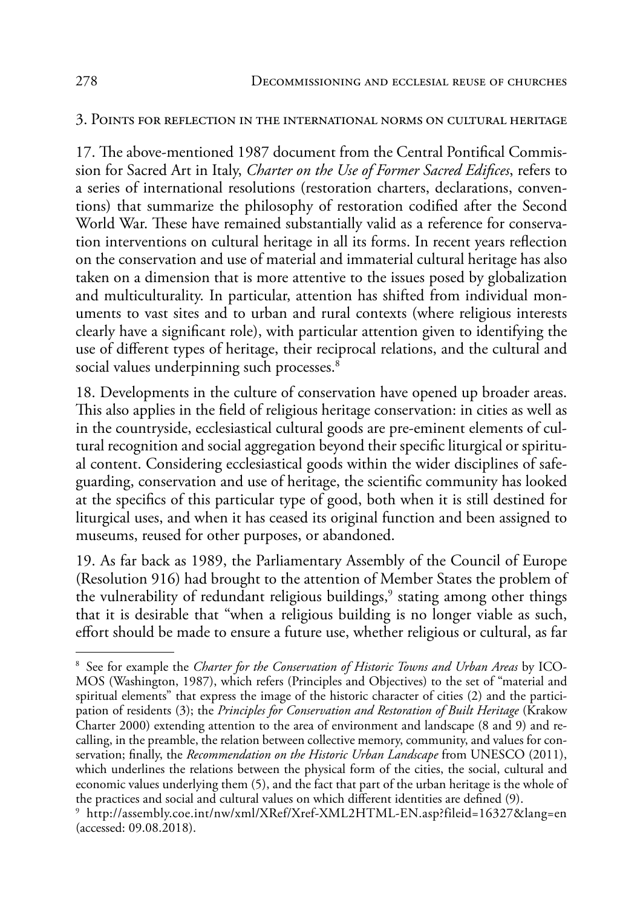## 3. Points for reflection in the international norms on cultural heritage

17. The above-mentioned 1987 document from the Central Pontifical Commission for Sacred Art in Italy, *Charter on the Use of Former Sacred Edifices*, refers to a series of international resolutions (restoration charters, declarations, conventions) that summarize the philosophy of restoration codified after the Second World War. These have remained substantially valid as a reference for conservation interventions on cultural heritage in all its forms. In recent years reflection on the conservation and use of material and immaterial cultural heritage has also taken on a dimension that is more attentive to the issues posed by globalization and multiculturality. In particular, attention has shifted from individual monuments to vast sites and to urban and rural contexts (where religious interests clearly have a significant role), with particular attention given to identifying the use of different types of heritage, their reciprocal relations, and the cultural and social values underpinning such processes.[8]

18. Developments in the culture of conservation have opened up broader areas. This also applies in the field of religious heritage conservation: in cities as well as in the countryside, ecclesiastical cultural goods are pre-eminent elements of cultural recognition and social aggregation beyond their specific liturgical or spiritual content. Considering ecclesiastical goods within the wider disciplines of safeguarding, conservation and use of heritage, the scientific community has looked at the specifics of this particular type of good, both when it is still destined for liturgical uses, and when it has ceased its original function and been assigned to museums, reused for other purposes, or abandoned.

19. As far back as 1989, the Parliamentary Assembly of the Council of Europe (Resolution 916) had brought to the attention of Member States the problem of the vulnerability of redundant religious buildings,[9] stating among other things that it is desirable that "when a religious building is no longer viable as such, effort should be made to ensure a future use, whether religious or cultural, as far

---

[8] See for example the *Charter for the Conservation of Historic Towns and Urban Areas* by ICOMOS (Washington, 1987), which refers (Principles and Objectives) to the set of "material and spiritual elements" that express the image of the historic character of cities (2) and the participation of residents (3); the *Principles for Conservation and Restoration of Built Heritage* (Krakow Charter 2000) extending attention to the area of environment and landscape (8 and 9) and recalling, in the preamble, the relation between collective memory, community, and values for conservation; finally, the *Recommendation on the Historic Urban Landscape* from UNESCO (2011), which underlines the relations between the physical form of the cities, the social, cultural and economic values underlying them (5), and the fact that part of the urban heritage is the whole of the practices and social and cultural values on which different identities are defined (9).

[9] http://assembly.coe.int/nw/xml/XRef/Xref-XML2HTML-EN.asp?fileid=16327&lang=en (accessed: 09.08.2018).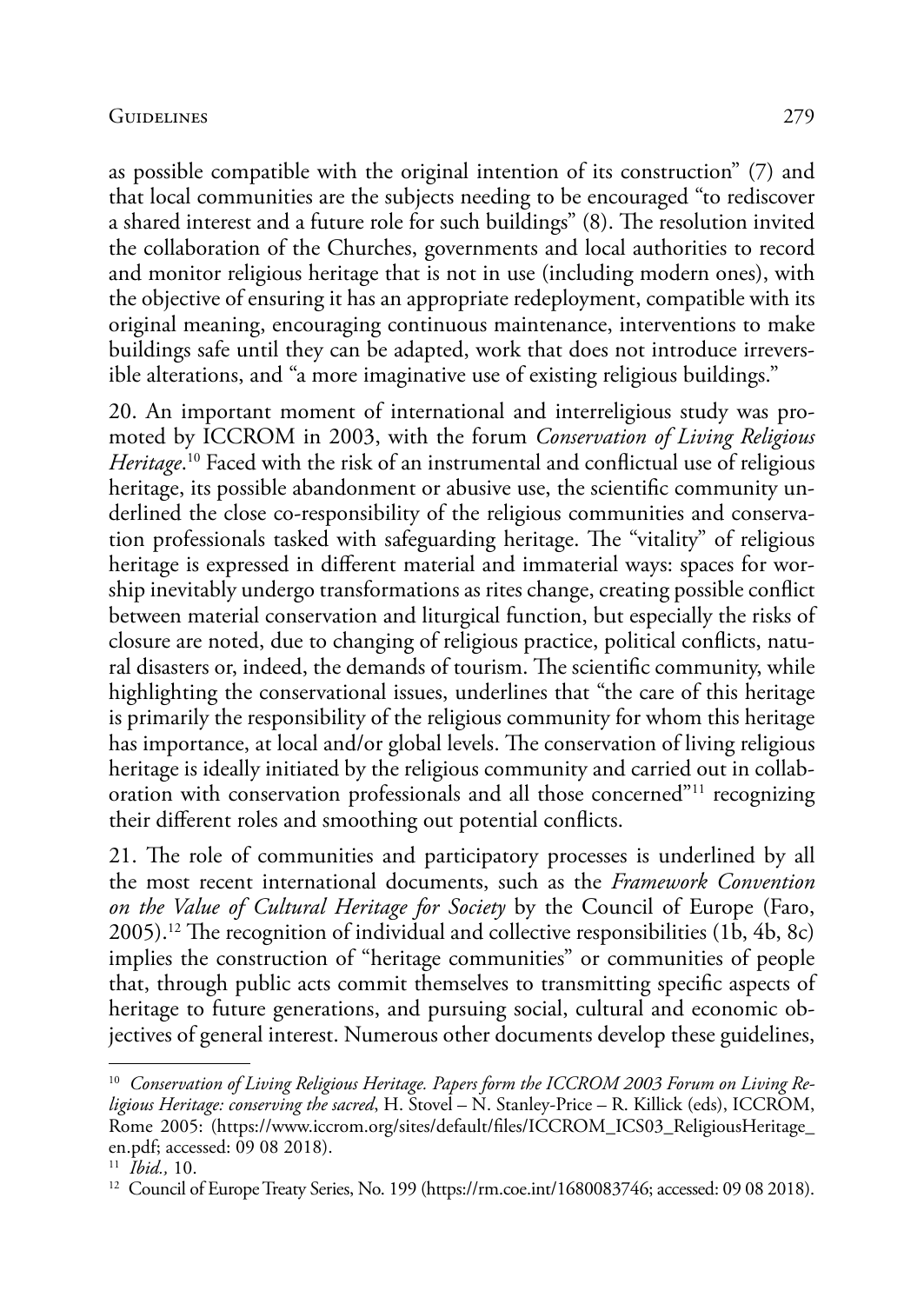as possible compatible with the original intention of its construction" (7) and that local communities are the subjects needing to be encouraged "to rediscover a shared interest and a future role for such buildings" (8). The resolution invited the collaboration of the Churches, governments and local authorities to record and monitor religious heritage that is not in use (including modern ones), with the objective of ensuring it has an appropriate redeployment, compatible with its original meaning, encouraging continuous maintenance, interventions to make buildings safe until they can be adapted, work that does not introduce irreversible alterations, and "a more imaginative use of existing religious buildings."

20. An important moment of international and interreligious study was promoted by ICCROM in 2003, with the forum *Conservation of Living Religious Heritage*.[10] Faced with the risk of an instrumental and conflictual use of religious heritage, its possible abandonment or abusive use, the scientific community underlined the close co-responsibility of the religious communities and conservation professionals tasked with safeguarding heritage. The "vitality" of religious heritage is expressed in different material and immaterial ways: spaces for worship inevitably undergo transformations as rites change, creating possible conflict between material conservation and liturgical function, but especially the risks of closure are noted, due to changing of religious practice, political conflicts, natural disasters or, indeed, the demands of tourism. The scientific community, while highlighting the conservational issues, underlines that "the care of this heritage is primarily the responsibility of the religious community for whom this heritage has importance, at local and/or global levels. The conservation of living religious heritage is ideally initiated by the religious community and carried out in collaboration with conservation professionals and all those concerned"[11] recognizing their different roles and smoothing out potential conflicts.

21. The role of communities and participatory processes is underlined by all the most recent international documents, such as the *Framework Convention on the Value of Cultural Heritage for Society* by the Council of Europe (Faro, 2005).[12] The recognition of individual and collective responsibilities (1b, 4b, 8c) implies the construction of "heritage communities" or communities of people that, through public acts commit themselves to transmitting specific aspects of heritage to future generations, and pursuing social, cultural and economic objectives of general interest. Numerous other documents develop these guidelines,

---

[10] *Conservation of Living Religious Heritage. Papers form the ICCROM 2003 Forum on Living Religious Heritage: conserving the sacred*, H. Stovel – N. Stanley-Price – R. Killick (eds), ICCROM, Rome 2005: (https://www.iccrom.org/sites/default/files/ICCROM_ICS03_ReligiousHeritage_en.pdf; accessed: 09 08 2018).

[11] *Ibid.,* 10.

[12] Council of Europe Treaty Series, No. 199 (https://rm.coe.int/1680083746; accessed: 09 08 2018).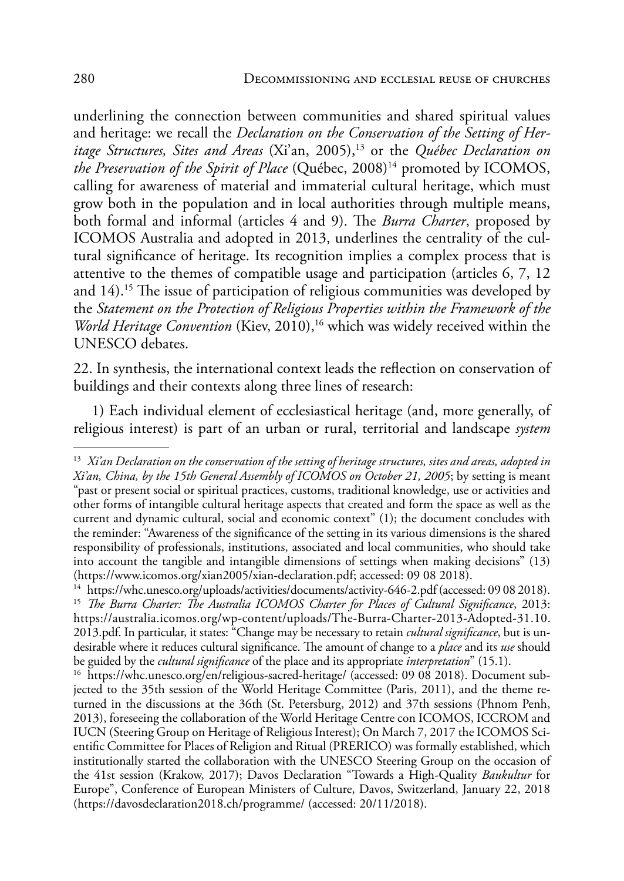underlining the connection between communities and shared spiritual values and heritage: we recall the *Declaration on the Conservation of the Setting of Heritage Structures, Sites and Areas* (Xi'an, 2005),[13] or the *Québec Declaration on the Preservation of the Spirit of Place* (Québec, 2008)[14] promoted by ICOMOS, calling for awareness of material and immaterial cultural heritage, which must grow both in the population and in local authorities through multiple means, both formal and informal (articles 4 and 9). The *Burra Charter*, proposed by ICOMOS Australia and adopted in 2013, underlines the centrality of the cultural significance of heritage. Its recognition implies a complex process that is attentive to the themes of compatible usage and participation (articles 6, 7, 12 and 14).[15] The issue of participation of religious communities was developed by the *Statement on the Protection of Religious Properties within the Framework of the World Heritage Convention* (Kiev, 2010),[16] which was widely received within the UNESCO debates.

22. In synthesis, the international context leads the reflection on conservation of buildings and their contexts along three lines of research:

1) Each individual element of ecclesiastical heritage (and, more generally, of religious interest) is part of an urban or rural, territorial and landscape *system*

---

[13] *Xi'an Declaration on the conservation of the setting of heritage structures, sites and areas, adopted in Xi'an, China, by the 15th General Assembly of ICOMOS on October 21, 2005*; by setting is meant "past or present social or spiritual practices, customs, traditional knowledge, use or activities and other forms of intangible cultural heritage aspects that created and form the space as well as the current and dynamic cultural, social and economic context" (1); the document concludes with the reminder: "Awareness of the significance of the setting in its various dimensions is the shared responsibility of professionals, institutions, associated and local communities, who should take into account the tangible and intangible dimensions of settings when making decisions" (13) (https://www.icomos.org/xian2005/xian-declaration.pdf; accessed: 09 08 2018).

[14] https://whc.unesco.org/uploads/activities/documents/activity-646-2.pdf (accessed: 09 08 2018).

[15] *The Burra Charter: The Australia ICOMOS Charter for Places of Cultural Significance*, 2013: https://australia.icomos.org/wp-content/uploads/The-Burra-Charter-2013-Adopted-31.10.2013.pdf. In particular, it states: "Change may be necessary to retain *cultural significance*, but is undesirable where it reduces cultural significance. The amount of change to a *place* and its *use* should be guided by the *cultural significance* of the place and its appropriate *interpretation*" (15.1).

[16] https://whc.unesco.org/en/religious-sacred-heritage/ (accessed: 09 08 2018). Document subjected to the 35th session of the World Heritage Committee (Paris, 2011), and the theme returned in the discussions at the 36th (St. Petersburg, 2012) and 37th sessions (Phnom Penh, 2013), foreseeing the collaboration of the World Heritage Centre con ICOMOS, ICCROM and IUCN (Steering Group on Heritage of Religious Interest); On March 7, 2017 the ICOMOS Scientific Committee for Places of Religion and Ritual (PRERICO) was formally established, which institutionally started the collaboration with the UNESCO Steering Group on the occasion of the 41st session (Krakow, 2017); Davos Declaration "Towards a High-Quality *Baukultur* for Europe", Conference of European Ministers of Culture, Davos, Switzerland, January 22, 2018 (https://davosdeclaration2018.ch/programme/ (accessed: 20/11/2018).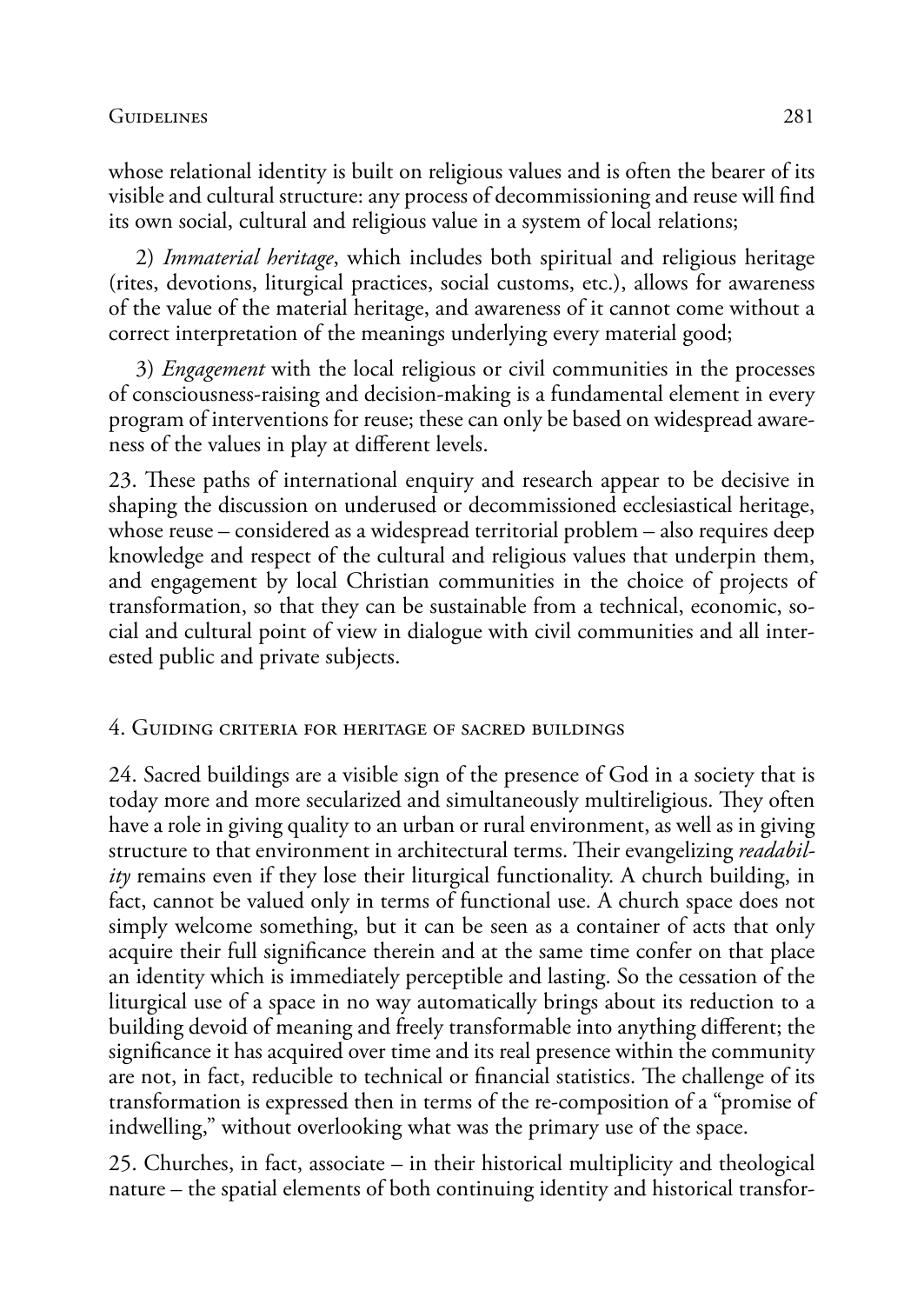whose relational identity is built on religious values and is often the bearer of its visible and cultural structure: any process of decommissioning and reuse will find its own social, cultural and religious value in a system of local relations;

2) *Immaterial heritage*, which includes both spiritual and religious heritage (rites, devotions, liturgical practices, social customs, etc.), allows for awareness of the value of the material heritage, and awareness of it cannot come without a correct interpretation of the meanings underlying every material good;

3) *Engagement* with the local religious or civil communities in the processes of consciousness-raising and decision-making is a fundamental element in every program of interventions for reuse; these can only be based on widespread awareness of the values in play at different levels.

23. These paths of international enquiry and research appear to be decisive in shaping the discussion on underused or decommissioned ecclesiastical heritage, whose reuse – considered as a widespread territorial problem – also requires deep knowledge and respect of the cultural and religious values that underpin them, and engagement by local Christian communities in the choice of projects of transformation, so that they can be sustainable from a technical, economic, social and cultural point of view in dialogue with civil communities and all interested public and private subjects.

## 4. Guiding criteria for heritage of sacred buildings

24. Sacred buildings are a visible sign of the presence of God in a society that is today more and more secularized and simultaneously multireligious. They often have a role in giving quality to an urban or rural environment, as well as in giving structure to that environment in architectural terms. Their evangelizing *readability* remains even if they lose their liturgical functionality. A church building, in fact, cannot be valued only in terms of functional use. A church space does not simply welcome something, but it can be seen as a container of acts that only acquire their full significance therein and at the same time confer on that place an identity which is immediately perceptible and lasting. So the cessation of the liturgical use of a space in no way automatically brings about its reduction to a building devoid of meaning and freely transformable into anything different; the significance it has acquired over time and its real presence within the community are not, in fact, reducible to technical or financial statistics. The challenge of its transformation is expressed then in terms of the re-composition of a "promise of indwelling," without overlooking what was the primary use of the space.

25. Churches, in fact, associate – in their historical multiplicity and theological nature – the spatial elements of both continuing identity and historical transfor-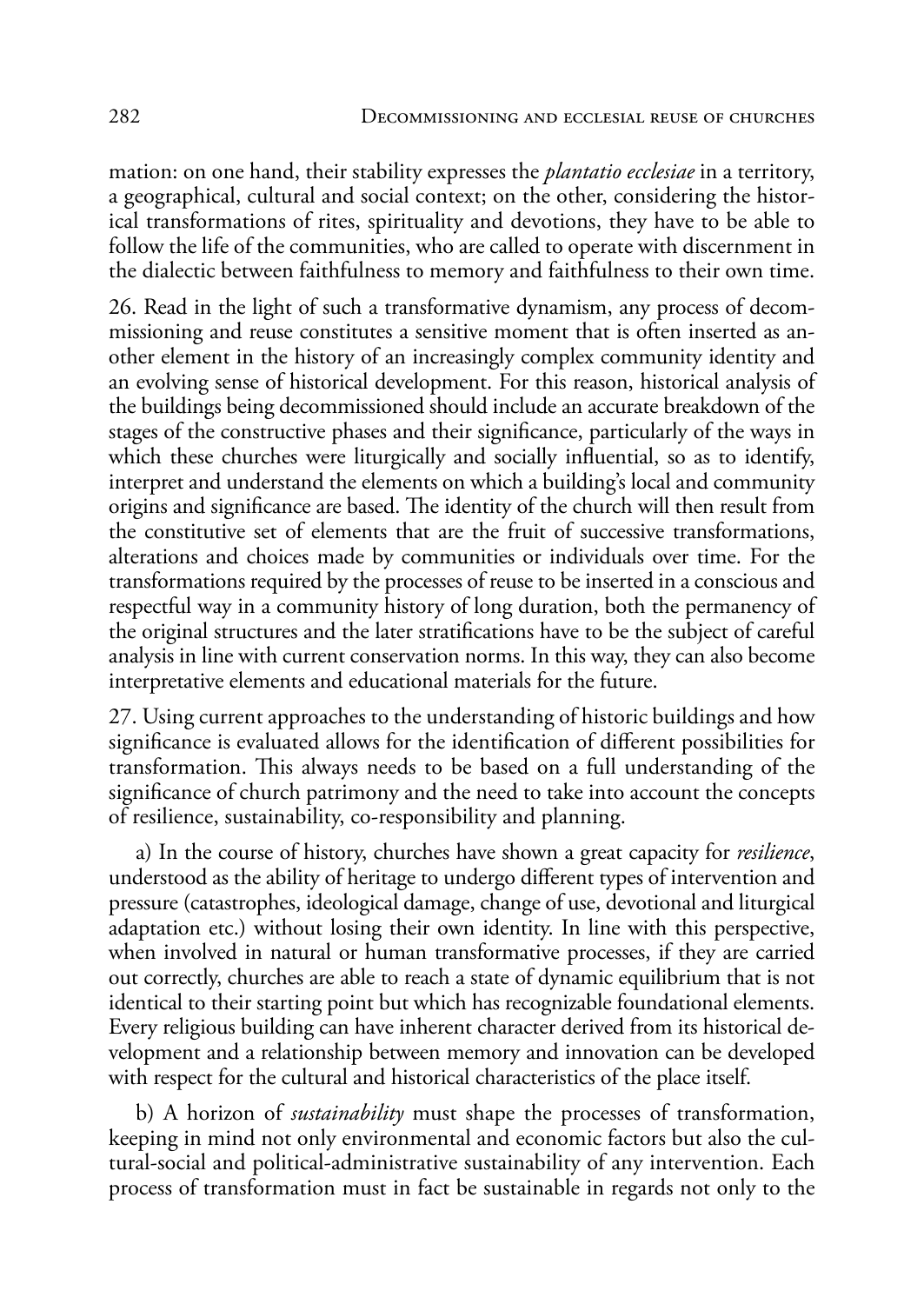mation: on one hand, their stability expresses the *plantatio ecclesiae* in a territory, a geographical, cultural and social context; on the other, considering the historical transformations of rites, spirituality and devotions, they have to be able to follow the life of the communities, who are called to operate with discernment in the dialectic between faithfulness to memory and faithfulness to their own time.

26. Read in the light of such a transformative dynamism, any process of decommissioning and reuse constitutes a sensitive moment that is often inserted as another element in the history of an increasingly complex community identity and an evolving sense of historical development. For this reason, historical analysis of the buildings being decommissioned should include an accurate breakdown of the stages of the constructive phases and their significance, particularly of the ways in which these churches were liturgically and socially influential, so as to identify, interpret and understand the elements on which a building's local and community origins and significance are based. The identity of the church will then result from the constitutive set of elements that are the fruit of successive transformations, alterations and choices made by communities or individuals over time. For the transformations required by the processes of reuse to be inserted in a conscious and respectful way in a community history of long duration, both the permanency of the original structures and the later stratifications have to be the subject of careful analysis in line with current conservation norms. In this way, they can also become interpretative elements and educational materials for the future.

27. Using current approaches to the understanding of historic buildings and how significance is evaluated allows for the identification of different possibilities for transformation. This always needs to be based on a full understanding of the significance of church patrimony and the need to take into account the concepts of resilience, sustainability, co-responsibility and planning.

a) In the course of history, churches have shown a great capacity for *resilience*, understood as the ability of heritage to undergo different types of intervention and pressure (catastrophes, ideological damage, change of use, devotional and liturgical adaptation etc.) without losing their own identity. In line with this perspective, when involved in natural or human transformative processes, if they are carried out correctly, churches are able to reach a state of dynamic equilibrium that is not identical to their starting point but which has recognizable foundational elements. Every religious building can have inherent character derived from its historical development and a relationship between memory and innovation can be developed with respect for the cultural and historical characteristics of the place itself.

b) A horizon of *sustainability* must shape the processes of transformation, keeping in mind not only environmental and economic factors but also the cultural-social and political-administrative sustainability of any intervention. Each process of transformation must in fact be sustainable in regards not only to the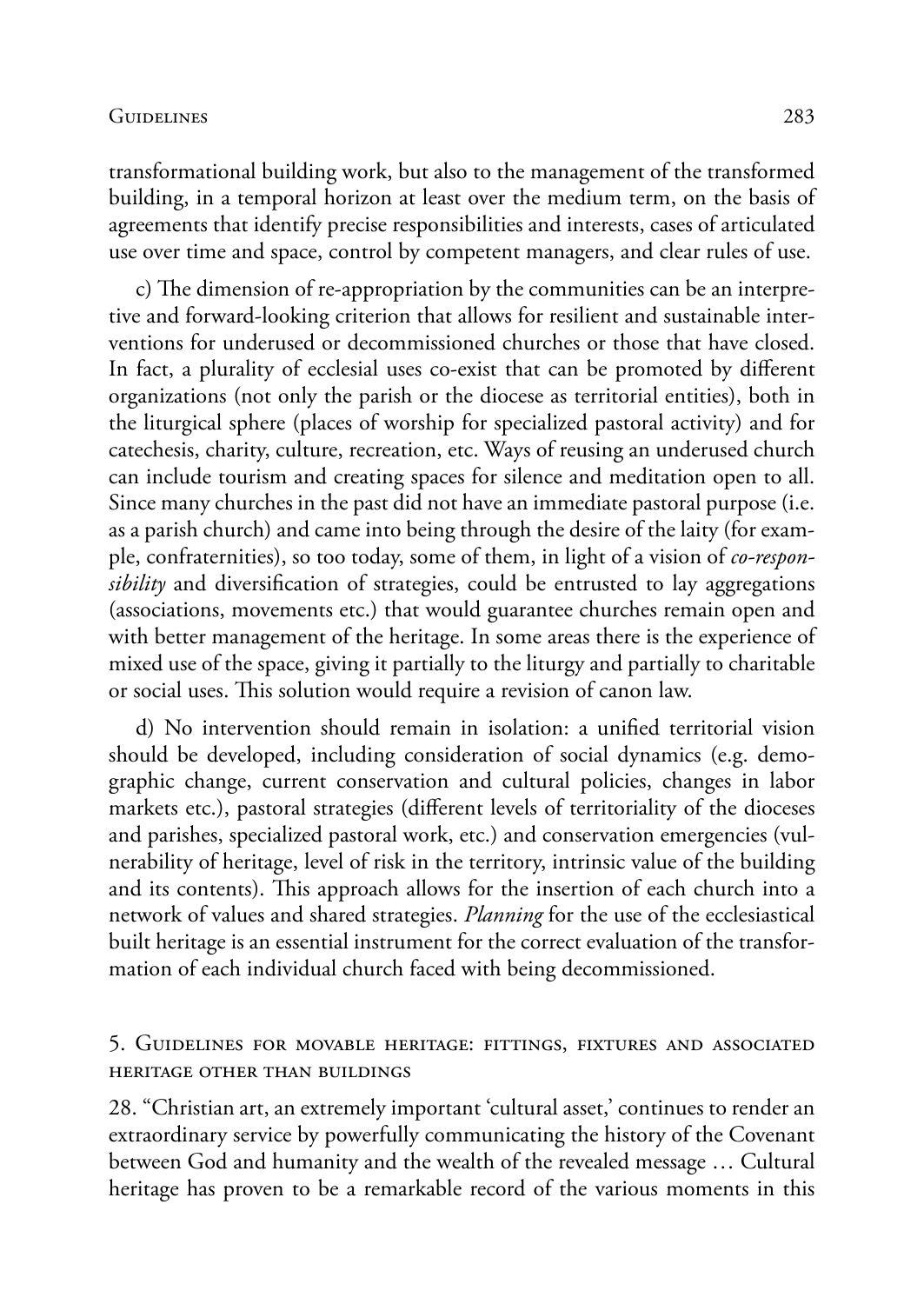transformational building work, but also to the management of the transformed building, in a temporal horizon at least over the medium term, on the basis of agreements that identify precise responsibilities and interests, cases of articulated use over time and space, control by competent managers, and clear rules of use.

c) The dimension of re-appropriation by the communities can be an interpretive and forward-looking criterion that allows for resilient and sustainable interventions for underused or decommissioned churches or those that have closed. In fact, a plurality of ecclesial uses co-exist that can be promoted by different organizations (not only the parish or the diocese as territorial entities), both in the liturgical sphere (places of worship for specialized pastoral activity) and for catechesis, charity, culture, recreation, etc. Ways of reusing an underused church can include tourism and creating spaces for silence and meditation open to all. Since many churches in the past did not have an immediate pastoral purpose (i.e. as a parish church) and came into being through the desire of the laity (for example, confraternities), so too today, some of them, in light of a vision of *co-responsibility* and diversification of strategies, could be entrusted to lay aggregations (associations, movements etc.) that would guarantee churches remain open and with better management of the heritage. In some areas there is the experience of mixed use of the space, giving it partially to the liturgy and partially to charitable or social uses. This solution would require a revision of canon law.

d) No intervention should remain in isolation: a unified territorial vision should be developed, including consideration of social dynamics (e.g. demographic change, current conservation and cultural policies, changes in labor markets etc.), pastoral strategies (different levels of territoriality of the dioceses and parishes, specialized pastoral work, etc.) and conservation emergencies (vulnerability of heritage, level of risk in the territory, intrinsic value of the building and its contents). This approach allows for the insertion of each church into a network of values and shared strategies. *Planning* for the use of the ecclesiastical built heritage is an essential instrument for the correct evaluation of the transformation of each individual church faced with being decommissioned.

## 5. Guidelines for movable heritage: fittings, fixtures and associated heritage other than buildings

28. "Christian art, an extremely important 'cultural asset,' continues to render an extraordinary service by powerfully communicating the history of the Covenant between God and humanity and the wealth of the revealed message … Cultural heritage has proven to be a remarkable record of the various moments in this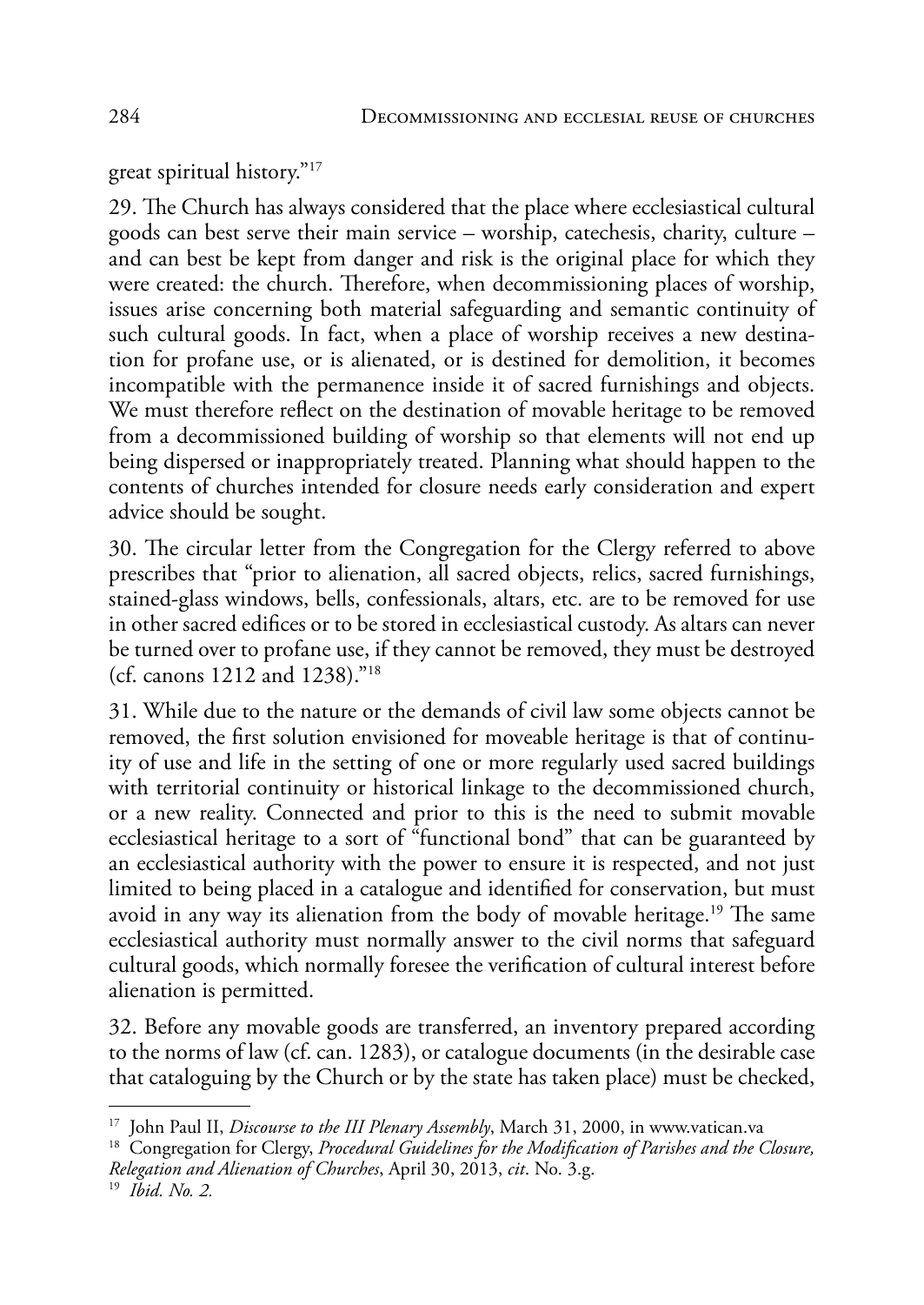great spiritual history."[17]

29. The Church has always considered that the place where ecclesiastical cultural goods can best serve their main service – worship, catechesis, charity, culture – and can best be kept from danger and risk is the original place for which they were created: the church. Therefore, when decommissioning places of worship, issues arise concerning both material safeguarding and semantic continuity of such cultural goods. In fact, when a place of worship receives a new destination for profane use, or is alienated, or is destined for demolition, it becomes incompatible with the permanence inside it of sacred furnishings and objects. We must therefore reflect on the destination of movable heritage to be removed from a decommissioned building of worship so that elements will not end up being dispersed or inappropriately treated. Planning what should happen to the contents of churches intended for closure needs early consideration and expert advice should be sought.

30. The circular letter from the Congregation for the Clergy referred to above prescribes that "prior to alienation, all sacred objects, relics, sacred furnishings, stained-glass windows, bells, confessionals, altars, etc. are to be removed for use in other sacred edifices or to be stored in ecclesiastical custody. As altars can never be turned over to profane use, if they cannot be removed, they must be destroyed (cf. canons 1212 and 1238)."[18]

31. While due to the nature or the demands of civil law some objects cannot be removed, the first solution envisioned for moveable heritage is that of continuity of use and life in the setting of one or more regularly used sacred buildings with territorial continuity or historical linkage to the decommissioned church, or a new reality. Connected and prior to this is the need to submit movable ecclesiastical heritage to a sort of "functional bond" that can be guaranteed by an ecclesiastical authority with the power to ensure it is respected, and not just limited to being placed in a catalogue and identified for conservation, but must avoid in any way its alienation from the body of movable heritage.[19] The same ecclesiastical authority must normally answer to the civil norms that safeguard cultural goods, which normally foresee the verification of cultural interest before alienation is permitted.

32. Before any movable goods are transferred, an inventory prepared according to the norms of law (cf. can. 1283), or catalogue documents (in the desirable case that cataloguing by the Church or by the state has taken place) must be checked,

---

[17] John Paul II, *Discourse to the III Plenary Assembly*, March 31, 2000, in www.vatican.va

[18] Congregation for Clergy, *Procedural Guidelines for the Modification of Parishes and the Closure, Relegation and Alienation of Churches*, April 30, 2013, *cit*. No. 3.g.

[19] *Ibid. No. 2.*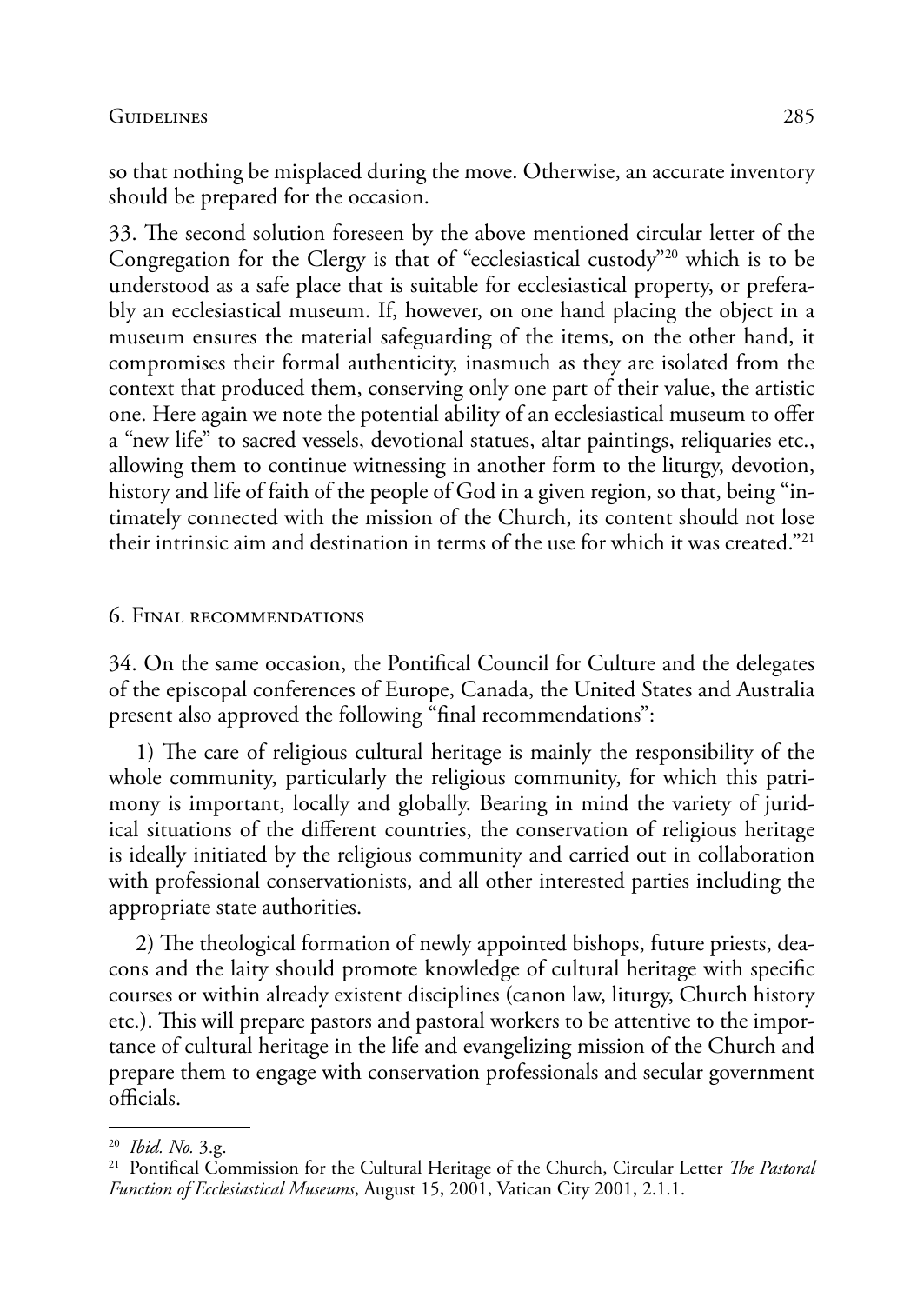so that nothing be misplaced during the move. Otherwise, an accurate inventory should be prepared for the occasion.

33. The second solution foreseen by the above mentioned circular letter of the Congregation for the Clergy is that of "ecclesiastical custody"[20] which is to be understood as a safe place that is suitable for ecclesiastical property, or preferably an ecclesiastical museum. If, however, on one hand placing the object in a museum ensures the material safeguarding of the items, on the other hand, it compromises their formal authenticity, inasmuch as they are isolated from the context that produced them, conserving only one part of their value, the artistic one. Here again we note the potential ability of an ecclesiastical museum to offer a "new life" to sacred vessels, devotional statues, altar paintings, reliquaries etc., allowing them to continue witnessing in another form to the liturgy, devotion, history and life of faith of the people of God in a given region, so that, being "intimately connected with the mission of the Church, its content should not lose their intrinsic aim and destination in terms of the use for which it was created."[21]

## 6. Final recommendations

34. On the same occasion, the Pontifical Council for Culture and the delegates of the episcopal conferences of Europe, Canada, the United States and Australia present also approved the following "final recommendations":

1) The care of religious cultural heritage is mainly the responsibility of the whole community, particularly the religious community, for which this patrimony is important, locally and globally. Bearing in mind the variety of juridical situations of the different countries, the conservation of religious heritage is ideally initiated by the religious community and carried out in collaboration with professional conservationists, and all other interested parties including the appropriate state authorities.

2) The theological formation of newly appointed bishops, future priests, deacons and the laity should promote knowledge of cultural heritage with specific courses or within already existent disciplines (canon law, liturgy, Church history etc.). This will prepare pastors and pastoral workers to be attentive to the importance of cultural heritage in the life and evangelizing mission of the Church and prepare them to engage with conservation professionals and secular government officials.

---

[20] *Ibid. No.* 3.g.

[21] Pontifical Commission for the Cultural Heritage of the Church, Circular Letter *The Pastoral Function of Ecclesiastical Museums*, August 15, 2001, Vatican City 2001, 2.1.1.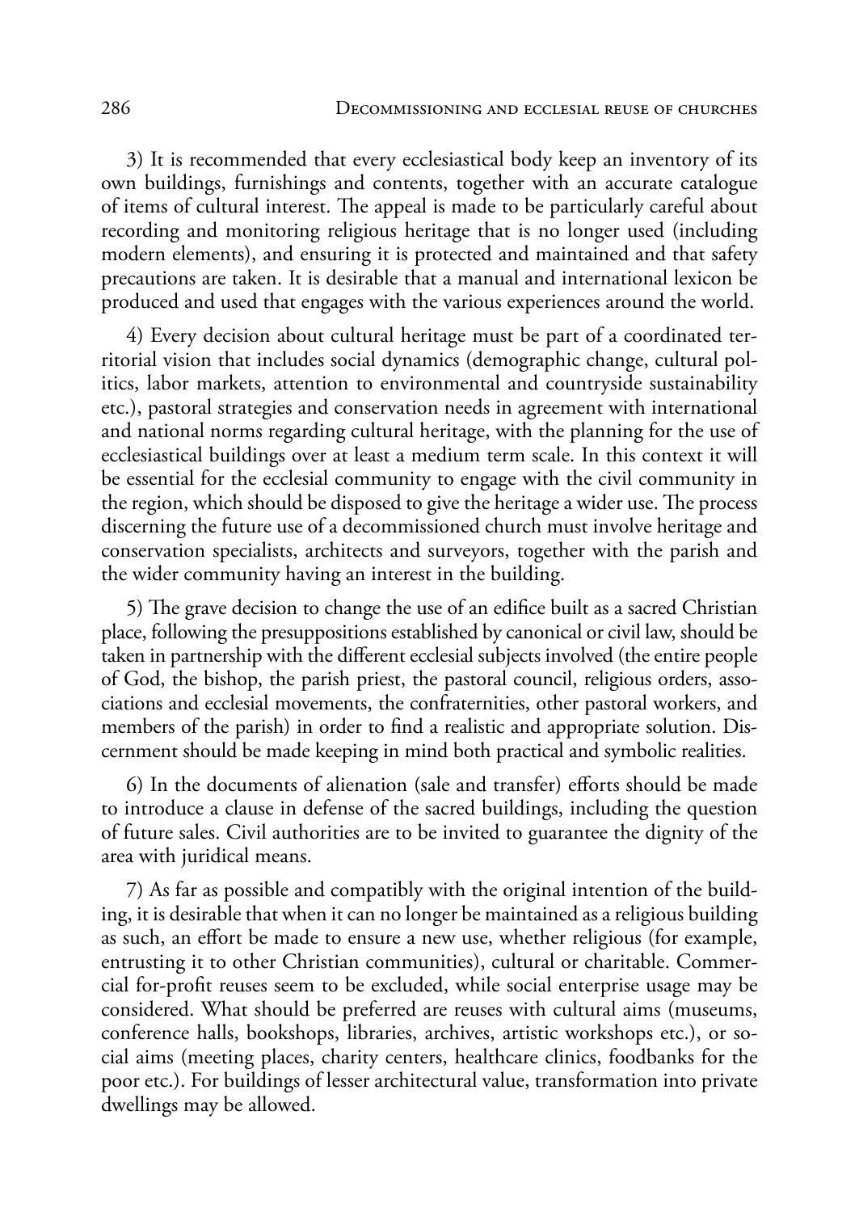3) It is recommended that every ecclesiastical body keep an inventory of its own buildings, furnishings and contents, together with an accurate catalogue of items of cultural interest. The appeal is made to be particularly careful about recording and monitoring religious heritage that is no longer used (including modern elements), and ensuring it is protected and maintained and that safety precautions are taken. It is desirable that a manual and international lexicon be produced and used that engages with the various experiences around the world.

4) Every decision about cultural heritage must be part of a coordinated territorial vision that includes social dynamics (demographic change, cultural politics, labor markets, attention to environmental and countryside sustainability etc.), pastoral strategies and conservation needs in agreement with international and national norms regarding cultural heritage, with the planning for the use of ecclesiastical buildings over at least a medium term scale. In this context it will be essential for the ecclesial community to engage with the civil community in the region, which should be disposed to give the heritage a wider use. The process discerning the future use of a decommissioned church must involve heritage and conservation specialists, architects and surveyors, together with the parish and the wider community having an interest in the building.

5) The grave decision to change the use of an edifice built as a sacred Christian place, following the presuppositions established by canonical or civil law, should be taken in partnership with the different ecclesial subjects involved (the entire people of God, the bishop, the parish priest, the pastoral council, religious orders, associations and ecclesial movements, the confraternities, other pastoral workers, and members of the parish) in order to find a realistic and appropriate solution. Discernment should be made keeping in mind both practical and symbolic realities.

6) In the documents of alienation (sale and transfer) efforts should be made to introduce a clause in defense of the sacred buildings, including the question of future sales. Civil authorities are to be invited to guarantee the dignity of the area with juridical means.

7) As far as possible and compatibly with the original intention of the building, it is desirable that when it can no longer be maintained as a religious building as such, an effort be made to ensure a new use, whether religious (for example, entrusting it to other Christian communities), cultural or charitable. Commercial for-profit reuses seem to be excluded, while social enterprise usage may be considered. What should be preferred are reuses with cultural aims (museums, conference halls, bookshops, libraries, archives, artistic workshops etc.), or social aims (meeting places, charity centers, healthcare clinics, foodbanks for the poor etc.). For buildings of lesser architectural value, transformation into private dwellings may be allowed.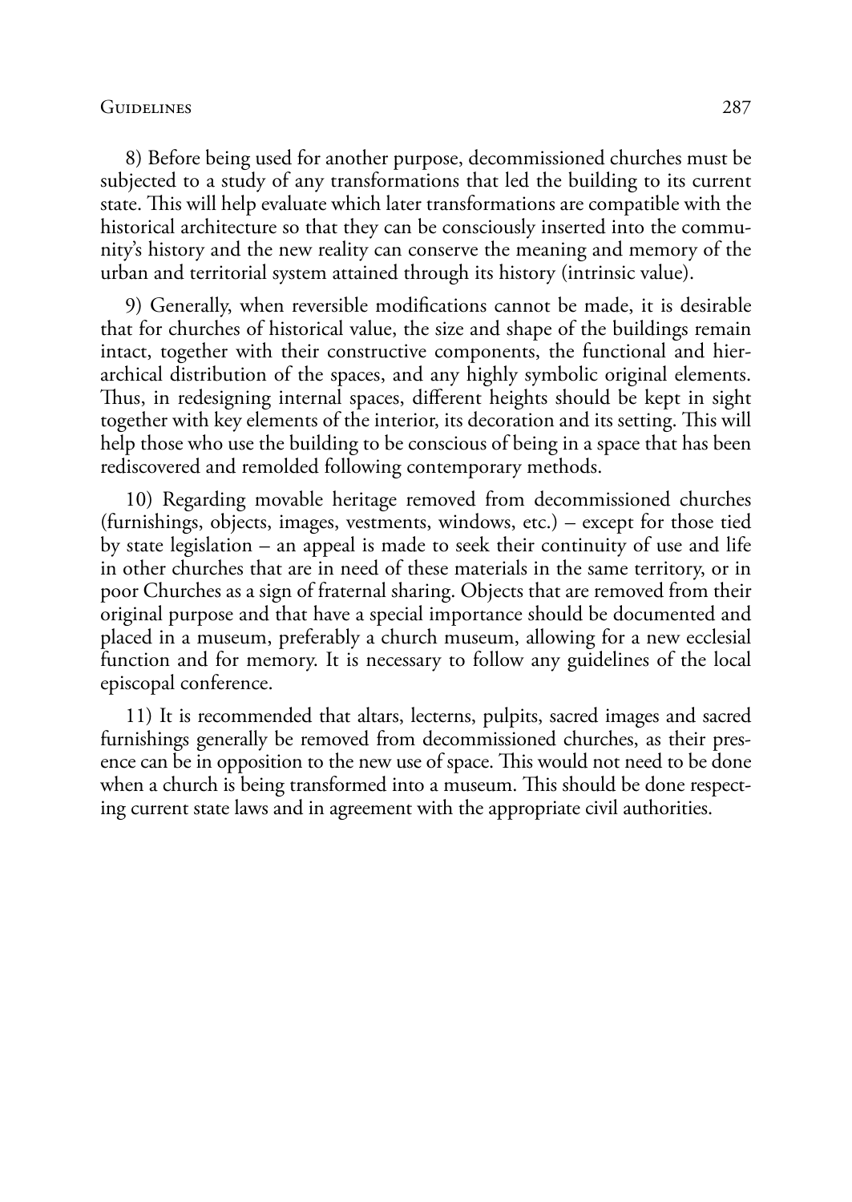8) Before being used for another purpose, decommissioned churches must be subjected to a study of any transformations that led the building to its current state. This will help evaluate which later transformations are compatible with the historical architecture so that they can be consciously inserted into the community's history and the new reality can conserve the meaning and memory of the urban and territorial system attained through its history (intrinsic value).

9) Generally, when reversible modifications cannot be made, it is desirable that for churches of historical value, the size and shape of the buildings remain intact, together with their constructive components, the functional and hierarchical distribution of the spaces, and any highly symbolic original elements. Thus, in redesigning internal spaces, different heights should be kept in sight together with key elements of the interior, its decoration and its setting. This will help those who use the building to be conscious of being in a space that has been rediscovered and remolded following contemporary methods.

10) Regarding movable heritage removed from decommissioned churches (furnishings, objects, images, vestments, windows, etc.) – except for those tied by state legislation – an appeal is made to seek their continuity of use and life in other churches that are in need of these materials in the same territory, or in poor Churches as a sign of fraternal sharing. Objects that are removed from their original purpose and that have a special importance should be documented and placed in a museum, preferably a church museum, allowing for a new ecclesial function and for memory. It is necessary to follow any guidelines of the local episcopal conference.

11) It is recommended that altars, lecterns, pulpits, sacred images and sacred furnishings generally be removed from decommissioned churches, as their presence can be in opposition to the new use of space. This would not need to be done when a church is being transformed into a museum. This should be done respecting current state laws and in agreement with the appropriate civil authorities.